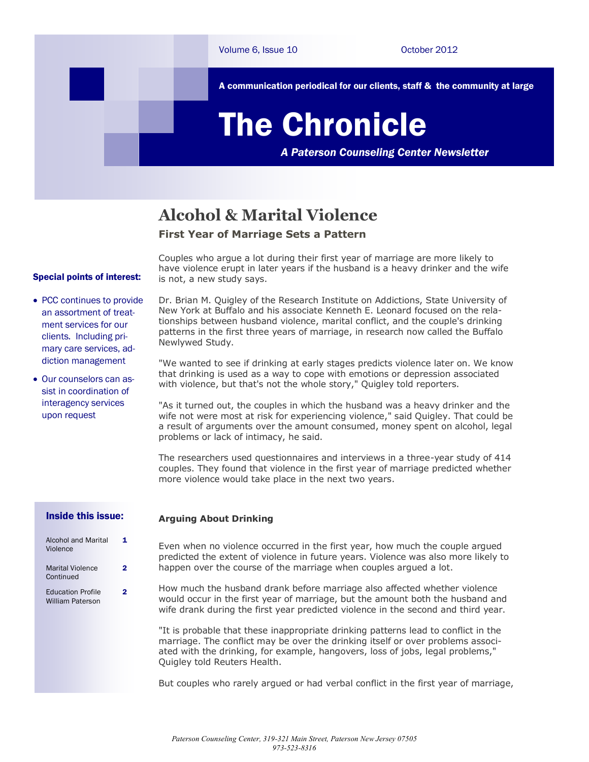Volume 6, Issue 10 October 2012

**A communication periodical for our clients, staff & the community at large**

# The Chronicle

***A Paterson Counseling Center Newsletter***

## Alcohol & Marital Violence

### First Year of Marriage Sets a Pattern

Couples who argue a lot during their first year of marriage are more likely to have violence erupt in later years if the husband is a heavy drinker and the wife is not, a new study says.

Dr. Brian M. Quigley of the Research Institute on Addictions, State University of New York at Buffalo and his associate Kenneth E. Leonard focused on the relationships between husband violence, marital conflict, and the couple's drinking patterns in the first three years of marriage, in research now called the Buffalo Newlywed Study.

"We wanted to see if drinking at early stages predicts violence later on. We know that drinking is used as a way to cope with emotions or depression associated with violence, but that's not the whole story," Quigley told reporters.

"As it turned out, the couples in which the husband was a heavy drinker and the wife not were most at risk for experiencing violence," said Quigley. That could be a result of arguments over the amount consumed, money spent on alcohol, legal problems or lack of intimacy, he said.

The researchers used questionnaires and interviews in a three-year study of 414 couples. They found that violence in the first year of marriage predicted whether more violence would take place in the next two years.

**Special points of interest:**

- PCC continues to provide an assortment of treatment services for our clients. Including primary care services, addiction management
- Our counselors can assist in coordination of interagency services upon request

**Inside this issue:**

| | |
|---|---|
| Alcohol and Marital Violence | 1 |
| Marital Violence Continued | 2 |
| Education Profile William Paterson | 2 |

#### Arguing About Drinking

Even when no violence occurred in the first year, how much the couple argued predicted the extent of violence in future years. Violence was also more likely to happen over the course of the marriage when couples argued a lot.

How much the husband drank before marriage also affected whether violence would occur in the first year of marriage, but the amount both the husband and wife drank during the first year predicted violence in the second and third year.

"It is probable that these inappropriate drinking patterns lead to conflict in the marriage. The conflict may be over the drinking itself or over problems associated with the drinking, for example, hangovers, loss of jobs, legal problems," Quigley told Reuters Health.

But couples who rarely argued or had verbal conflict in the first year of marriage,

*Paterson Counseling Center, 319-321 Main Street, Paterson New Jersey 07505*
*973-523-8316*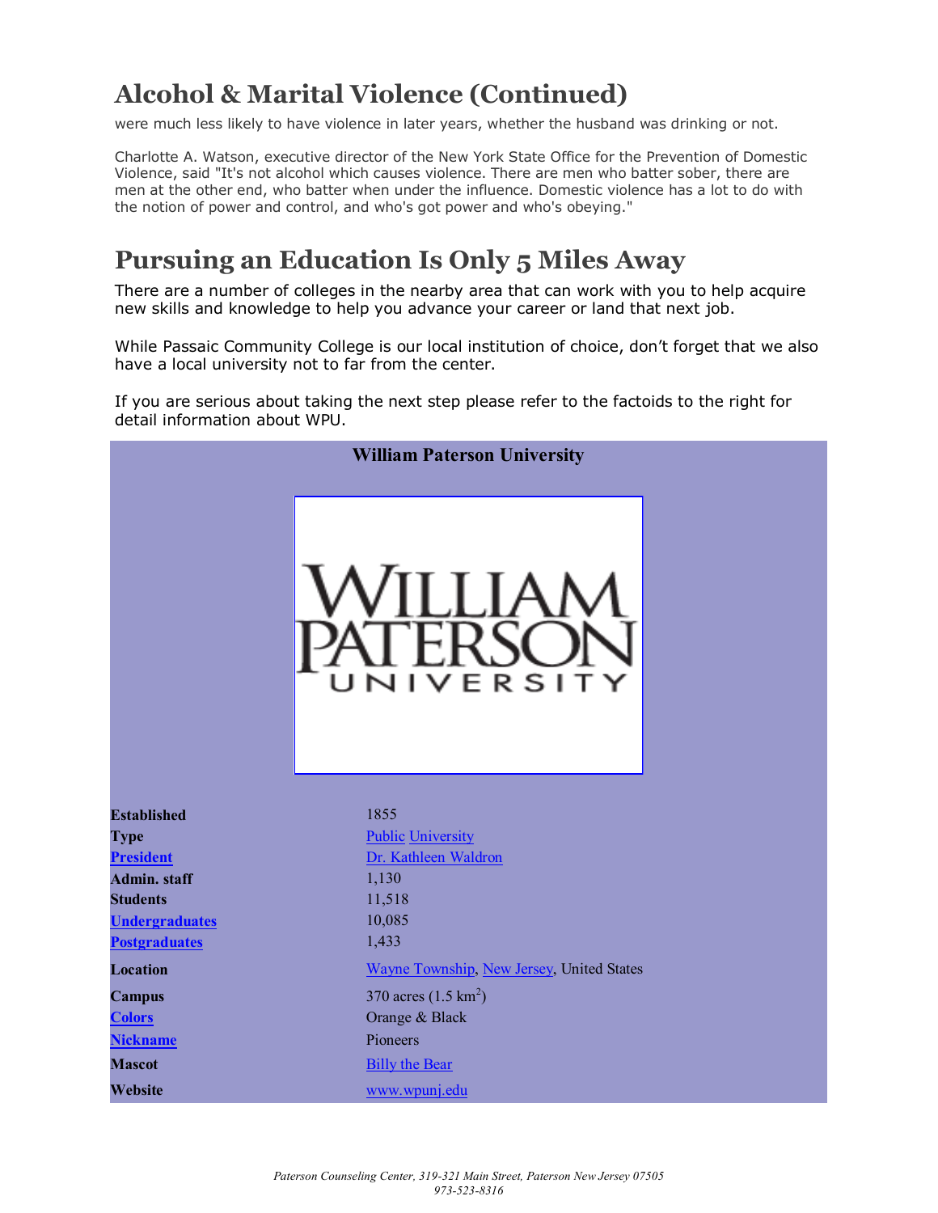# Alcohol & Marital Violence (Continued)

were much less likely to have violence in later years, whether the husband was drinking or not.

Charlotte A. Watson, executive director of the New York State Office for the Prevention of Domestic Violence, said "It's not alcohol which causes violence. There are men who batter sober, there are men at the other end, who batter when under the influence. Domestic violence has a lot to do with the notion of power and control, and who's got power and who's obeying."

# Pursuing an Education Is Only 5 Miles Away

There are a number of colleges in the nearby area that can work with you to help acquire new skills and knowledge to help you advance your career or land that next job.

While Passaic Community College is our local institution of choice, don't forget that we also have a local university not to far from the center.

If you are serious about taking the next step please refer to the factoids to the right for detail information about WPU.

**William Paterson University**

WILLIAM PATERSON UNIVERSITY

| | |
|---|---|
| **Established** | 1855 |
| **Type** | Public University |
| **President** | Dr. Kathleen Waldron |
| **Admin. staff** | 1,130 |
| **Students** | 11,518 |
| **Undergraduates** | 10,085 |
| **Postgraduates** | 1,433 |
| **Location** | Wayne Township, New Jersey, United States |
| **Campus** | 370 acres (1.5 km$^2$) |
| **Colors** | Orange & Black |
| **Nickname** | Pioneers |
| **Mascot** | Billy the Bear |
| **Website** | www.wpunj.edu |

*Paterson Counseling Center, 319-321 Main Street, Paterson New Jersey 07505*
*973-523-8316*